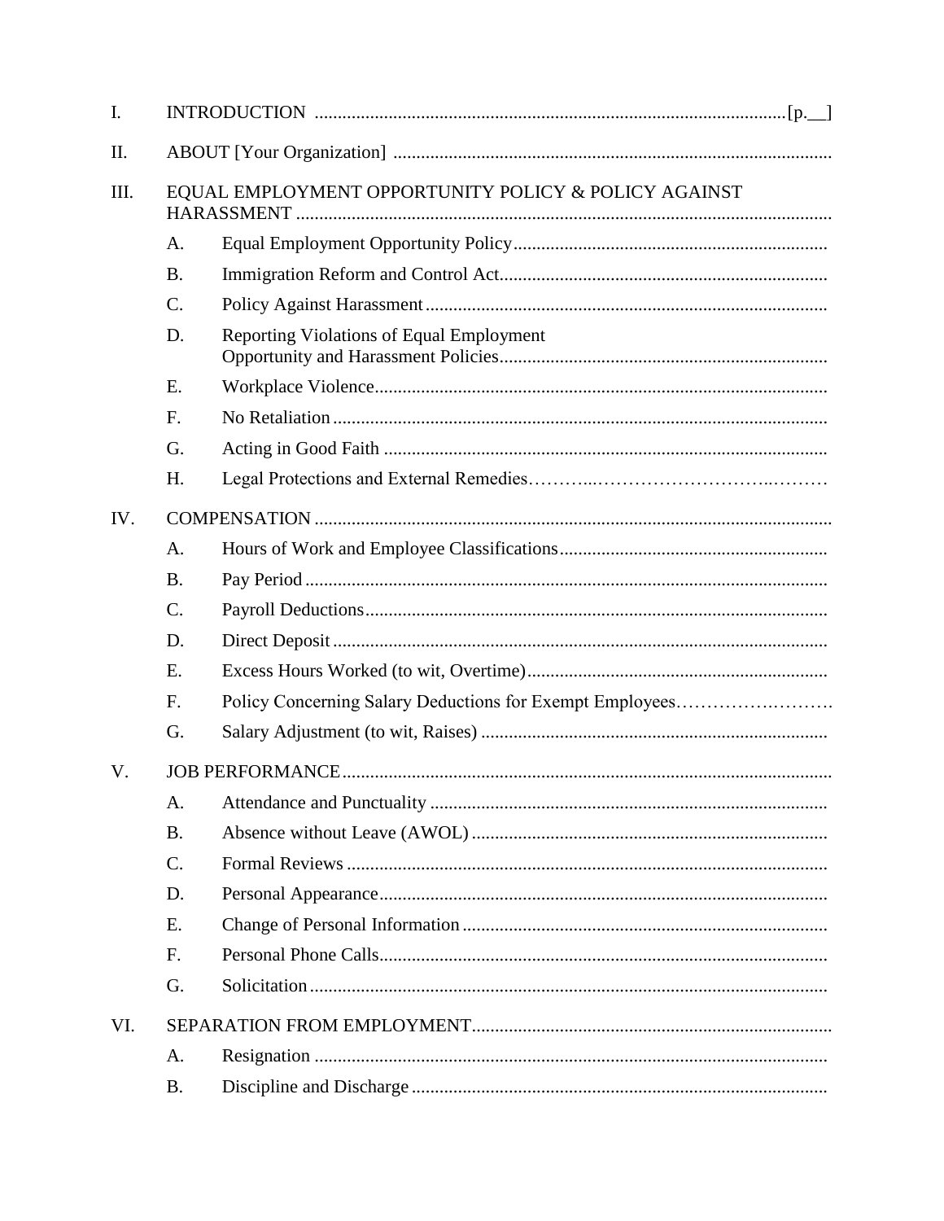I. INTRODUCTION .................................................................................................[p.__]

II. ABOUT [Your Organization] ..............................................................................................

III. EQUAL EMPLOYMENT OPPORTUNITY POLICY & POLICY AGAINST HARASSMENT ...................................................................................................................

- A. Equal Employment Opportunity Policy...................................................................
- B. Immigration Reform and Control Act......................................................................
- C. Policy Against Harassment......................................................................................
- D. Reporting Violations of Equal Employment Opportunity and Harassment Policies......................................................................
- E. Workplace Violence.................................................................................................
- F. No Retaliation..........................................................................................................
- G. Acting in Good Faith ...............................................................................................
- H. Legal Protections and External Remedies………..………………………..………

IV. COMPENSATION ..............................................................................................................

- A. Hours of Work and Employee Classifications.........................................................
- B. Pay Period ................................................................................................................
- C. Payroll Deductions...................................................................................................
- D. Direct Deposit..........................................................................................................
- E. Excess Hours Worked (to wit, Overtime)................................................................
- F. Policy Concerning Salary Deductions for Exempt Employees…………….……….
- G. Salary Adjustment (to wit, Raises) ..........................................................................

V. JOB PERFORMANCE.........................................................................................................

- A. Attendance and Punctuality .....................................................................................
- B. Absence without Leave (AWOL) ............................................................................
- C. Formal Reviews .......................................................................................................
- D. Personal Appearance................................................................................................
- E. Change of Personal Information..............................................................................
- F. Personal Phone Calls................................................................................................
- G. Solicitation...............................................................................................................

VI. SEPARATION FROM EMPLOYMENT.............................................................................

- A. Resignation ..............................................................................................................
- B. Discipline and Discharge.........................................................................................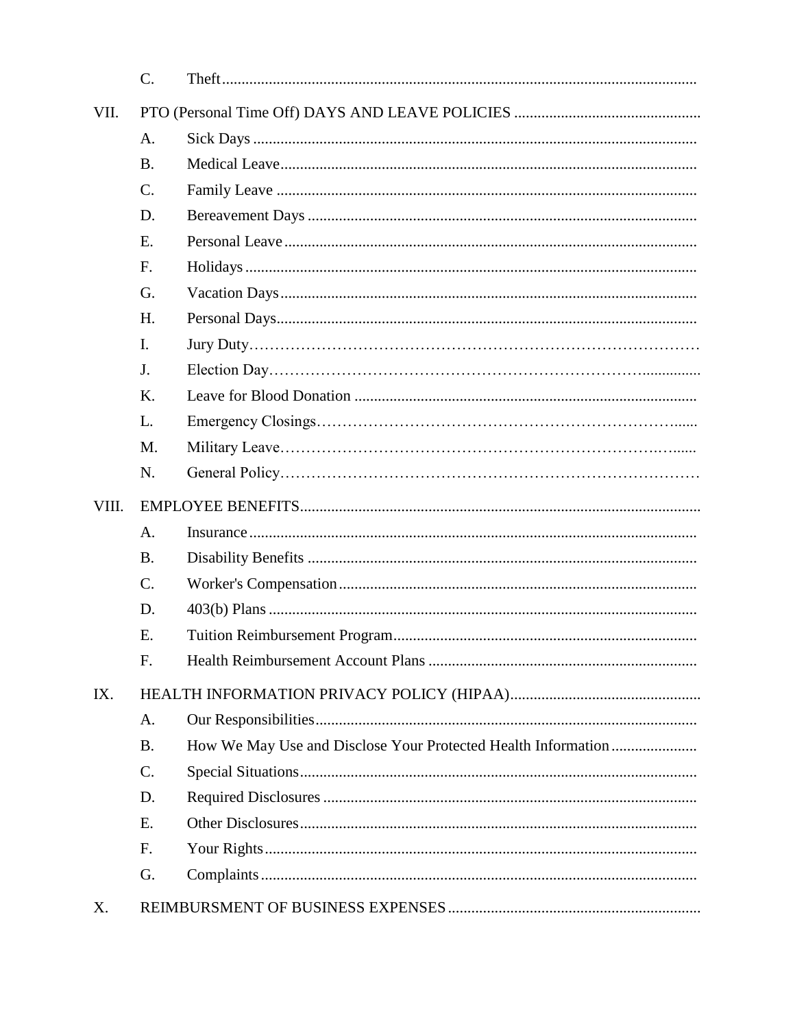C. Theft

VII. PTO (Personal Time Off) DAYS AND LEAVE POLICIES

A. Sick Days

B. Medical Leave

C. Family Leave

D. Bereavement Days

E. Personal Leave

F. Holidays

G. Vacation Days

H. Personal Days

I. Jury Duty

J. Election Day

K. Leave for Blood Donation

L. Emergency Closings

M. Military Leave

N. General Policy

VIII. EMPLOYEE BENEFITS

A. Insurance

B. Disability Benefits

C. Worker's Compensation

D. 403(b) Plans

E. Tuition Reimbursement Program

F. Health Reimbursement Account Plans

IX. HEALTH INFORMATION PRIVACY POLICY (HIPAA)

A. Our Responsibilities

B. How We May Use and Disclose Your Protected Health Information

C. Special Situations

D. Required Disclosures

E. Other Disclosures

F. Your Rights

G. Complaints

X. REIMBURSMENT OF BUSINESS EXPENSES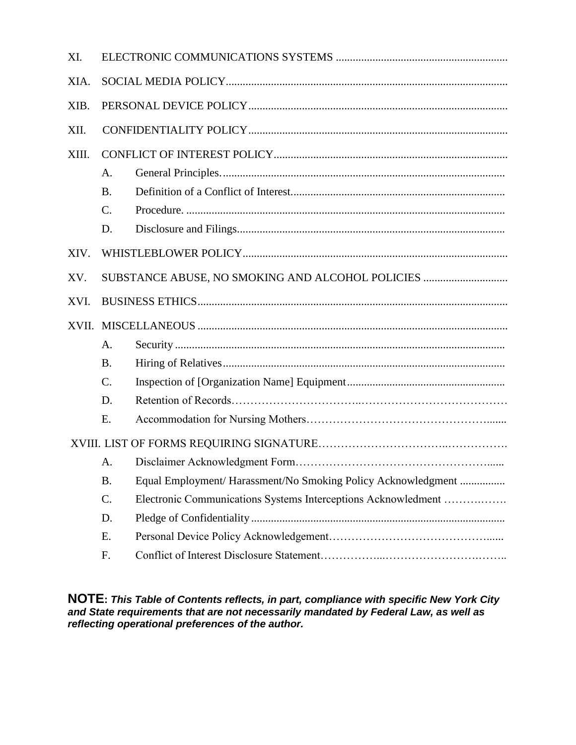XI. ELECTRONIC COMMUNICATIONS SYSTEMS ............................................................

XIA. SOCIAL MEDIA POLICY...................................................................................................

XIB. PERSONAL DEVICE POLICY...........................................................................................

XII. CONFIDENTIALITY POLICY...........................................................................................

XIII. CONFLICT OF INTEREST POLICY..................................................................................

- A. General Principles....................................................................................................
- B. Definition of a Conflict of Interest............................................................................
- C. Procedure. .................................................................................................................
- D. Disclosure and Filings..............................................................................................

XIV. WHISTLEBLOWER POLICY.............................................................................................

XV. SUBSTANCE ABUSE, NO SMOKING AND ALCOHOL POLICIES .............................

XVI. BUSINESS ETHICS.............................................................................................................

XVII. MISCELLANEOUS .............................................................................................................

- A. Security .....................................................................................................................
- B. Hiring of Relatives....................................................................................................
- C. Inspection of [Organization Name] Equipment........................................................
- D. Retention of Records…………………………….…………………………………
- E. Accommodation for Nursing Mothers…………………………………………........

XVIII. LIST OF FORMS REQUIRING SIGNATURE……………………………..…………….

- A. Disclaimer Acknowledgment Form…………………………………………….......
- B. Equal Employment/ Harassment/No Smoking Policy Acknowledgment ................
- C. Electronic Communications Systems Interceptions Acknowledment ……….…….
- D. Pledge of Confidentiality .........................................................................................
- E. Personal Device Policy Acknowledgement……………………………………......
- F. Conflict of Interest Disclosure Statement……………...………………….……..

**NOTE:** ***This Table of Contents reflects, in part, compliance with specific New York City and State requirements that are not necessarily mandated by Federal Law, as well as reflecting operational preferences of the author.***